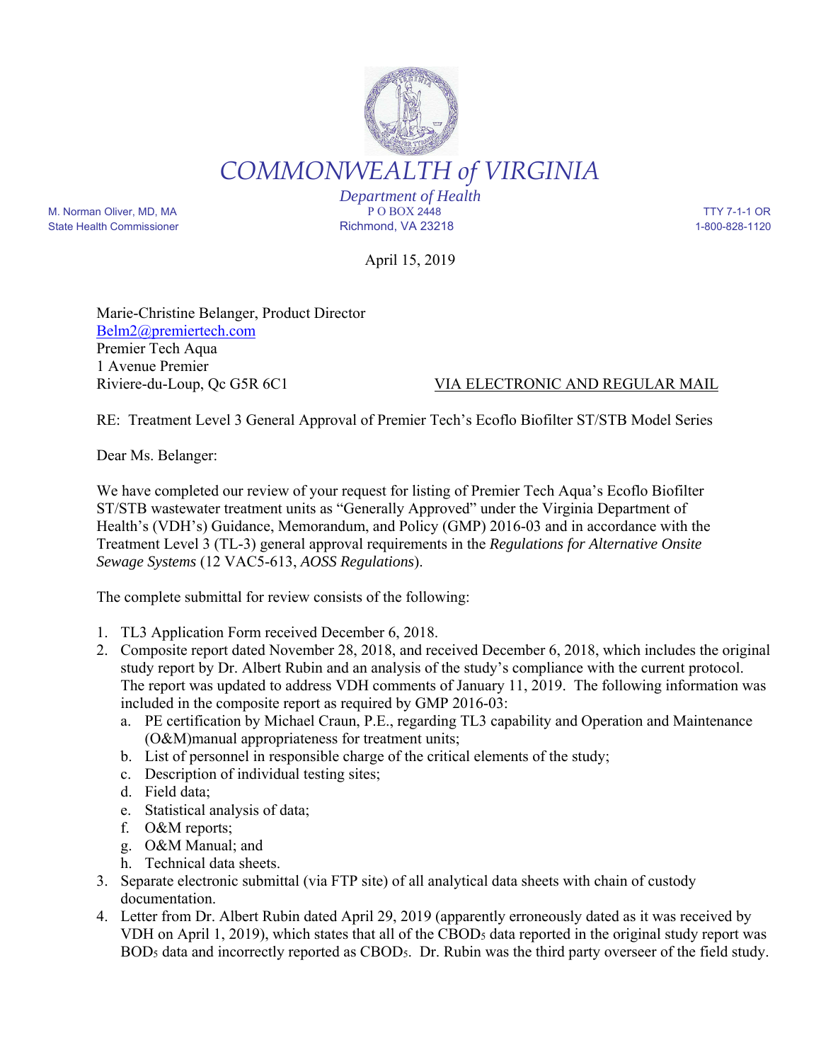# COMMONWEALTH *of* VIRGINIA

*Department of Health*

M. Norman Oliver, MD, MA
State Health Commissioner

P O BOX 2448
Richmond, VA 23218

TTY 7-1-1 OR
1-800-828-1120

April 15, 2019

Marie-Christine Belanger, Product Director
Belm2@premiertech.com
Premier Tech Aqua
1 Avenue Premier
Riviere-du-Loup, Qc G5R 6C1

VIA ELECTRONIC AND REGULAR MAIL

RE: Treatment Level 3 General Approval of Premier Tech's Ecoflo Biofilter ST/STB Model Series

Dear Ms. Belanger:

We have completed our review of your request for listing of Premier Tech Aqua's Ecoflo Biofilter ST/STB wastewater treatment units as "Generally Approved" under the Virginia Department of Health's (VDH's) Guidance, Memorandum, and Policy (GMP) 2016-03 and in accordance with the Treatment Level 3 (TL-3) general approval requirements in the *Regulations for Alternative Onsite Sewage Systems* (12 VAC5-613, *AOSS Regulations*).

The complete submittal for review consists of the following:

1. TL3 Application Form received December 6, 2018.
2. Composite report dated November 28, 2018, and received December 6, 2018, which includes the original study report by Dr. Albert Rubin and an analysis of the study's compliance with the current protocol. The report was updated to address VDH comments of January 11, 2019. The following information was included in the composite report as required by GMP 2016-03:
   a. PE certification by Michael Craun, P.E., regarding TL3 capability and Operation and Maintenance (O&M)manual appropriateness for treatment units;
   b. List of personnel in responsible charge of the critical elements of the study;
   c. Description of individual testing sites;
   d. Field data;
   e. Statistical analysis of data;
   f. O&M reports;
   g. O&M Manual; and
   h. Technical data sheets.
3. Separate electronic submittal (via FTP site) of all analytical data sheets with chain of custody documentation.
4. Letter from Dr. Albert Rubin dated April 29, 2019 (apparently erroneously dated as it was received by VDH on April 1, 2019), which states that all of the $CBOD_5$ data reported in the original study report was $BOD_5$ data and incorrectly reported as $CBOD_5$. Dr. Rubin was the third party overseer of the field study.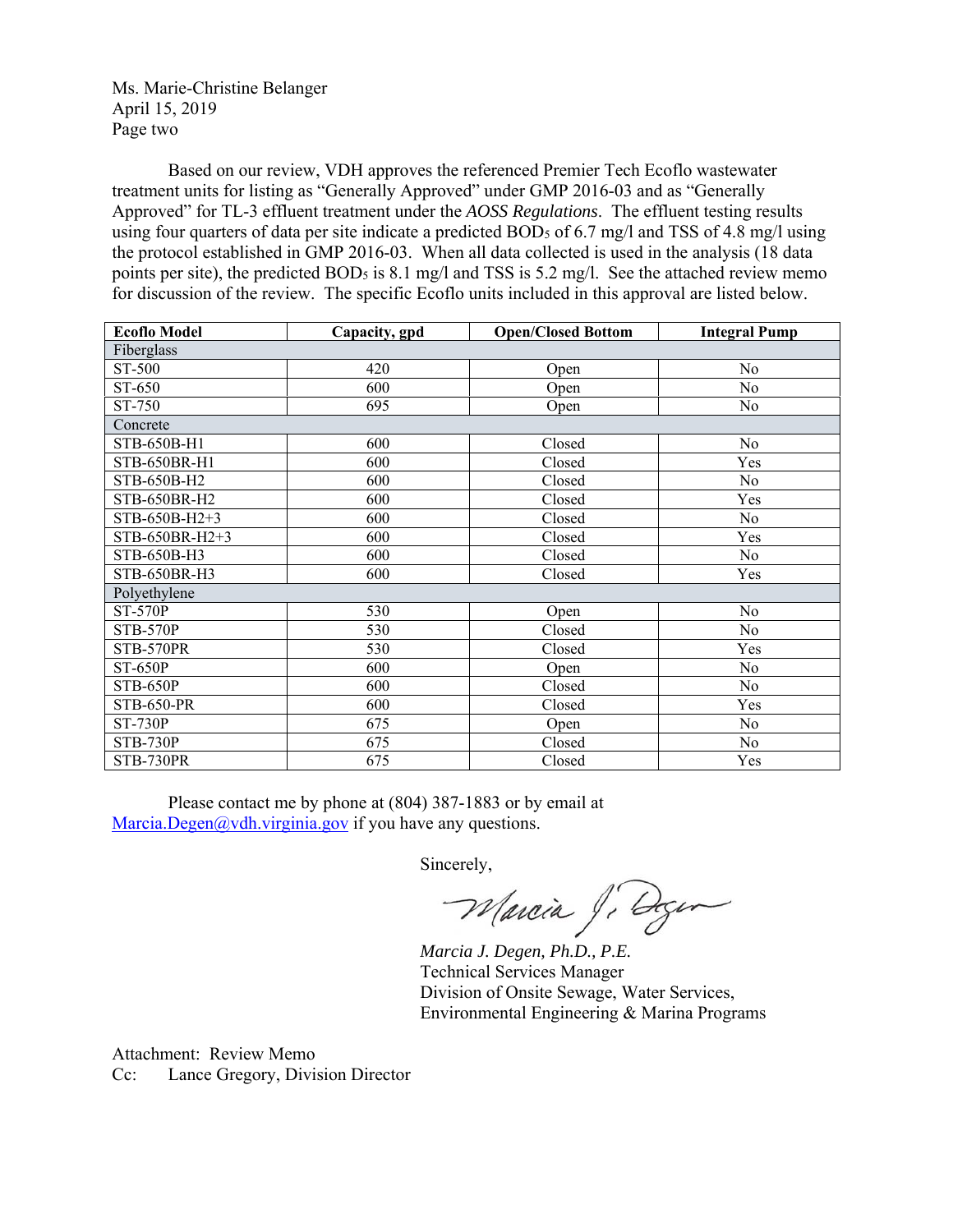Ms. Marie-Christine Belanger
April 15, 2019
Page two

Based on our review, VDH approves the referenced Premier Tech Ecoflo wastewater treatment units for listing as "Generally Approved" under GMP 2016-03 and as "Generally Approved" for TL-3 effluent treatment under the *AOSS Regulations*. The effluent testing results using four quarters of data per site indicate a predicted $BOD_5$ of 6.7 mg/l and TSS of 4.8 mg/l using the protocol established in GMP 2016-03. When all data collected is used in the analysis (18 data points per site), the predicted $BOD_5$ is 8.1 mg/l and TSS is 5.2 mg/l. See the attached review memo for discussion of the review. The specific Ecoflo units included in this approval are listed below.

| Ecoflo Model | Capacity, gpd | Open/Closed Bottom | Integral Pump |
|---|---|---|---|
| Fiberglass | | | |
| ST-500 | 420 | Open | No |
| ST-650 | 600 | Open | No |
| ST-750 | 695 | Open | No |
| Concrete | | | |
| STB-650B-H1 | 600 | Closed | No |
| STB-650BR-H1 | 600 | Closed | Yes |
| STB-650B-H2 | 600 | Closed | No |
| STB-650BR-H2 | 600 | Closed | Yes |
| STB-650B-H2+3 | 600 | Closed | No |
| STB-650BR-H2+3 | 600 | Closed | Yes |
| STB-650B-H3 | 600 | Closed | No |
| STB-650BR-H3 | 600 | Closed | Yes |
| Polyethylene | | | |
| ST-570P | 530 | Open | No |
| STB-570P | 530 | Closed | No |
| STB-570PR | 530 | Closed | Yes |
| ST-650P | 600 | Open | No |
| STB-650P | 600 | Closed | No |
| STB-650-PR | 600 | Closed | Yes |
| ST-730P | 675 | Open | No |
| STB-730P | 675 | Closed | No |
| STB-730PR | 675 | Closed | Yes |

Please contact me by phone at (804) 387-1883 or by email at Marcia.Degen@vdh.virginia.gov if you have any questions.

Sincerely,

*Marcia J. Degen, Ph.D., P.E.*
Technical Services Manager
Division of Onsite Sewage, Water Services,
Environmental Engineering & Marina Programs

Attachment: Review Memo
Cc: Lance Gregory, Division Director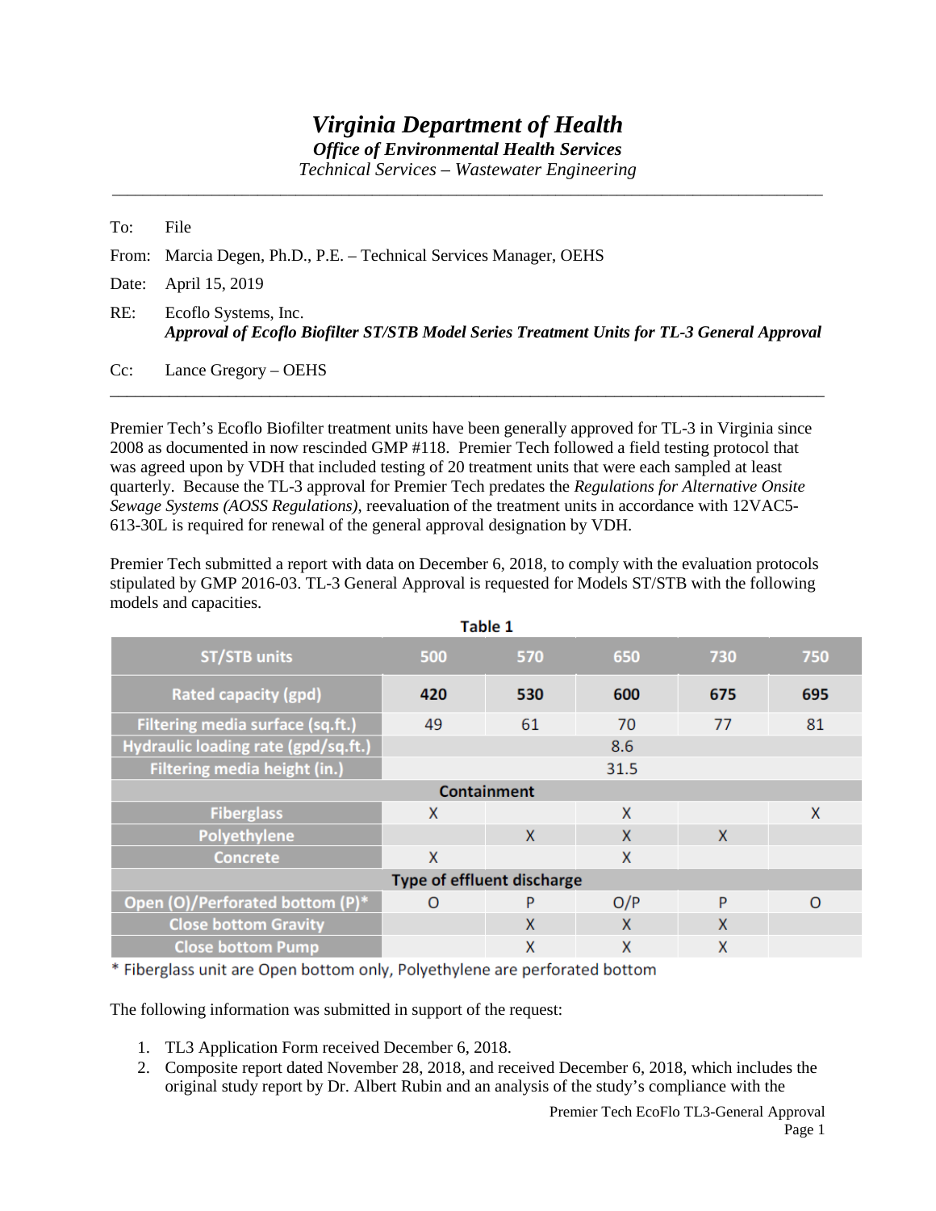# *Virginia Department of Health*

***Office of Environmental Health Services***

*Technical Services – Wastewater Engineering*

---

To: File

From: Marcia Degen, Ph.D., P.E. – Technical Services Manager, OEHS

Date: April 15, 2019

RE: Ecoflo Systems, Inc.
***Approval of Ecoflo Biofilter ST/STB Model Series Treatment Units for TL-3 General Approval***

Cc: Lance Gregory – OEHS

---

Premier Tech's Ecoflo Biofilter treatment units have been generally approved for TL-3 in Virginia since 2008 as documented in now rescinded GMP #118. Premier Tech followed a field testing protocol that was agreed upon by VDH that included testing of 20 treatment units that were each sampled at least quarterly. Because the TL-3 approval for Premier Tech predates the *Regulations for Alternative Onsite Sewage Systems (AOSS Regulations)*, reevaluation of the treatment units in accordance with 12VAC5-613-30L is required for renewal of the general approval designation by VDH.

Premier Tech submitted a report with data on December 6, 2018, to comply with the evaluation protocols stipulated by GMP 2016-03. TL-3 General Approval is requested for Models ST/STB with the following models and capacities.

**Table 1**

| ST/STB units | 500 | 570 | 650 | 730 | 750 |
|---|---|---|---|---|---|
| **Rated capacity (gpd)** | **420** | **530** | **600** | **675** | **695** |
| Filtering media surface (sq.ft.) | 49 | 61 | 70 | 77 | 81 |
| Hydraulic loading rate (gpd/sq.ft.) | 8.6 | | | | |
| Filtering media height (in.) | 31.5 | | | | |
| **Containment** | | | | | |
| Fiberglass | X | | X | | X |
| Polyethylene | | X | X | X | |
| Concrete | X | | X | | |
| **Type of effluent discharge** | | | | | |
| Open (O)/Perforated bottom (P)* | O | P | O/P | P | O |
| Close bottom Gravity | | X | X | X | |
| Close bottom Pump | | X | X | X | |

\* Fiberglass unit are Open bottom only, Polyethylene are perforated bottom

The following information was submitted in support of the request:

1. TL3 Application Form received December 6, 2018.
2. Composite report dated November 28, 2018, and received December 6, 2018, which includes the original study report by Dr. Albert Rubin and an analysis of the study's compliance with the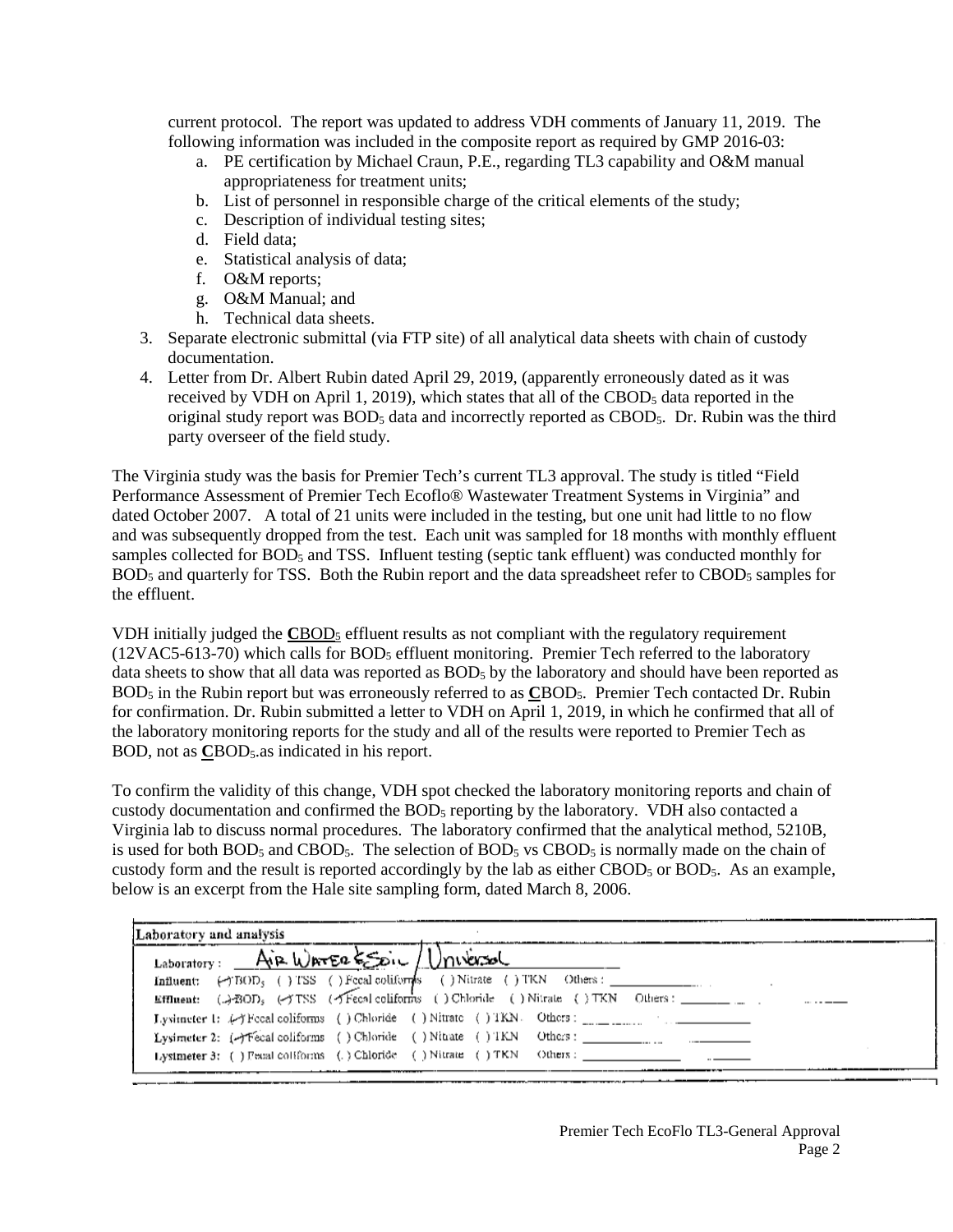current protocol. The report was updated to address VDH comments of January 11, 2019. The following information was included in the composite report as required by GMP 2016-03:

a. PE certification by Michael Craun, P.E., regarding TL3 capability and O&M manual appropriateness for treatment units;
b. List of personnel in responsible charge of the critical elements of the study;
c. Description of individual testing sites;
d. Field data;
e. Statistical analysis of data;
f. O&M reports;
g. O&M Manual; and
h. Technical data sheets.

3. Separate electronic submittal (via FTP site) of all analytical data sheets with chain of custody documentation.
4. Letter from Dr. Albert Rubin dated April 29, 2019, (apparently erroneously dated as it was received by VDH on April 1, 2019), which states that all of the $CBOD_5$ data reported in the original study report was $BOD_5$ data and incorrectly reported as $CBOD_5$. Dr. Rubin was the third party overseer of the field study.

The Virginia study was the basis for Premier Tech's current TL3 approval. The study is titled "Field Performance Assessment of Premier Tech Ecoflo® Wastewater Treatment Systems in Virginia" and dated October 2007. A total of 21 units were included in the testing, but one unit had little to no flow and was subsequently dropped from the test. Each unit was sampled for 18 months with monthly effluent samples collected for $BOD_5$ and TSS. Influent testing (septic tank effluent) was conducted monthly for $BOD_5$ and quarterly for TSS. Both the Rubin report and the data spreadsheet refer to $CBOD_5$ samples for the effluent.

VDH initially judged the **<u>C</u>**<u>$BOD_5$</u> effluent results as not compliant with the regulatory requirement (12VAC5-613-70) which calls for $BOD_5$ effluent monitoring. Premier Tech referred to the laboratory data sheets to show that all data was reported as $BOD_5$ by the laboratory and should have been reported as $BOD_5$ in the Rubin report but was erroneously referred to as **<u>C</u>**$BOD_5$. Premier Tech contacted Dr. Rubin for confirmation. Dr. Rubin submitted a letter to VDH on April 1, 2019, in which he confirmed that all of the laboratory monitoring reports for the study and all of the results were reported to Premier Tech as BOD, not as **<u>C</u>**$BOD_5$.as indicated in his report.

To confirm the validity of this change, VDH spot checked the laboratory monitoring reports and chain of custody documentation and confirmed the $BOD_5$ reporting by the laboratory. VDH also contacted a Virginia lab to discuss normal procedures. The laboratory confirmed that the analytical method, 5210B, is used for both $BOD_5$ and $CBOD_5$. The selection of $BOD_5$ vs $CBOD_5$ is normally made on the chain of custody form and the result is reported accordingly by the lab as either $CBOD_5$ or $BOD_5$. As an example, below is an excerpt from the Hale site sampling form, dated March 8, 2006.

**Laboratory and analysis**

Laboratory : Air Water & Soil / Universal

**Influent:** (✓) $BOD_5$ ( ) TSS ( ) Fecal coliforms ( ) Nitrate ( ) TKN Others : ______

**Effluent:** (✓) $BOD_5$ (✓) TSS (✓) Fecal coliforms ( ) Chloride ( ) Nitrate ( ) TKN Others : ______

**Lysimeter 1:** (✓) Fecal coliforms ( ) Chloride ( ) Nitrate ( ) TKN Others : ______

**Lysimeter 2:** (✓) Fecal coliforms ( ) Chloride ( ) Nitrate ( ) TKN Others : ______

**Lysimeter 3:** ( ) Fecal coliforms ( ) Chloride ( ) Nitrate ( ) TKN Others : ______

Premier Tech EcoFlo TL3-General Approval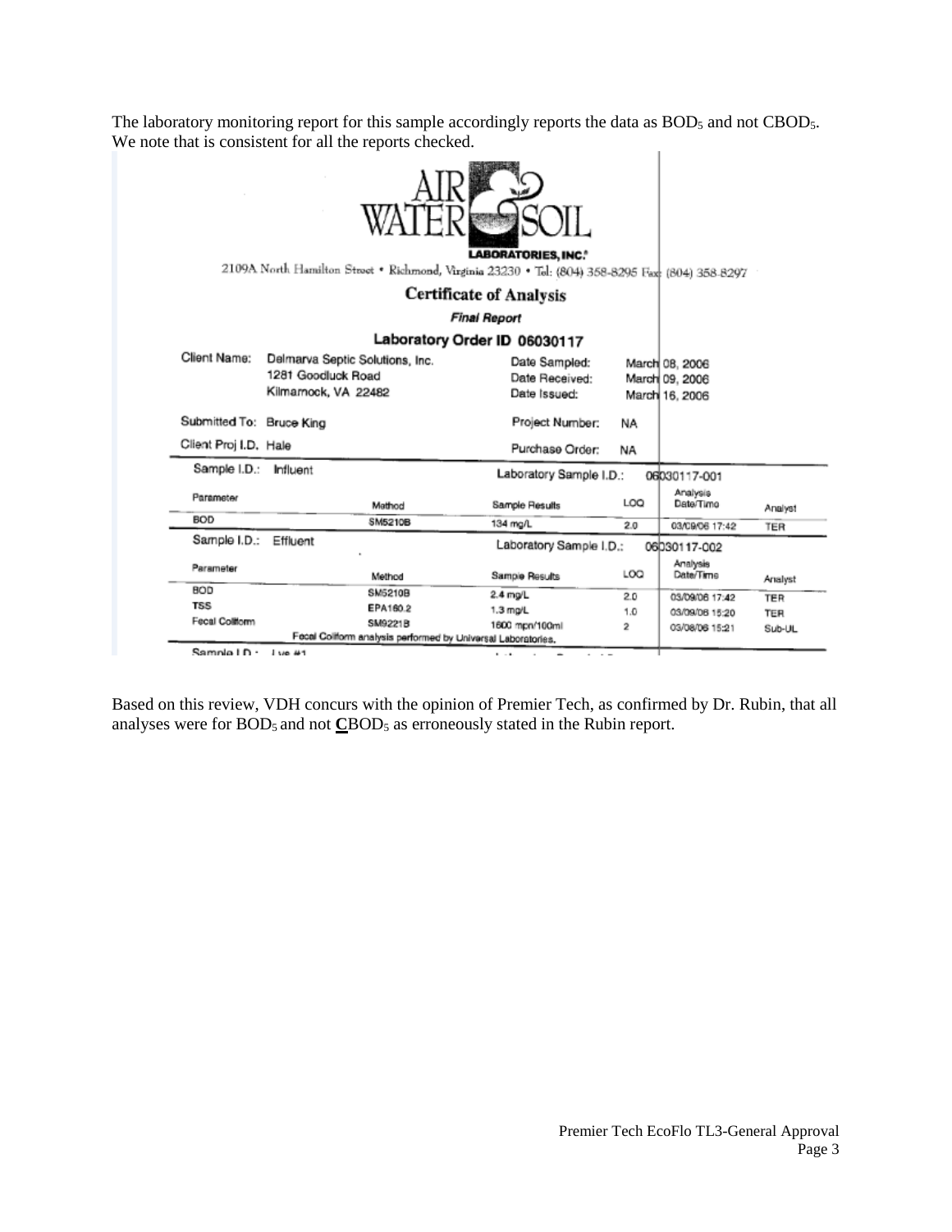The laboratory monitoring report for this sample accordingly reports the data as $BOD_5$ and not $CBOD_5$. We note that is consistent for all the reports checked.

AIR WATER & SOIL

**LABORATORIES, INC.**

2109A North Hamilton Street • Richmond, Virginia 23230 • Tel: (804) 358-8295 Fax: (804) 358-8297

**Certificate of Analysis**

***Final Report***

**Laboratory Order ID 06030117**

| | | | |
|---|---|---|---|
| Client Name: | Delmarva Septic Solutions, Inc. 1281 Goodluck Road Kilmarnock, VA 22482 | Date Sampled: | March 08, 2006 |
| | | Date Received: | March 09, 2006 |
| | | Date Issued: | March 16, 2006 |
| Submitted To: | Bruce King | Project Number: | NA |
| Client Proj I.D. | Hale | Purchase Order: | NA |

Sample I.D.: Influent — Laboratory Sample I.D.: 06030117-001

| Parameter | Method | Sample Results | LOQ | Analysis Date/Time | Analyst |
|---|---|---|---|---|---|
| BOD | SM5210B | 134 mg/L | 2.0 | 03/09/06 17:42 | TER |

Sample I.D.: Effluent — Laboratory Sample I.D.: 06030117-002

| Parameter | Method | Sample Results | LOQ | Analysis Date/Time | Analyst |
|---|---|---|---|---|---|
| BOD | SM5210B | 2.4 mg/L | 2.0 | 03/09/06 17:42 | TER |
| TSS | EPA160.2 | 1.3 mg/L | 1.0 | 03/09/06 15:20 | TER |
| Fecal Coliform | SM9221B | 1600 mpn/100ml | 2 | 03/08/06 15:21 | Sub-UL |

Fecal Coliform analysis performed by Universal Laboratories.

Sample I.D.: Lys #1

Based on this review, VDH concurs with the opinion of Premier Tech, as confirmed by Dr. Rubin, that all analyses were for $BOD_5$ and not **C**$BOD_5$ as erroneously stated in the Rubin report.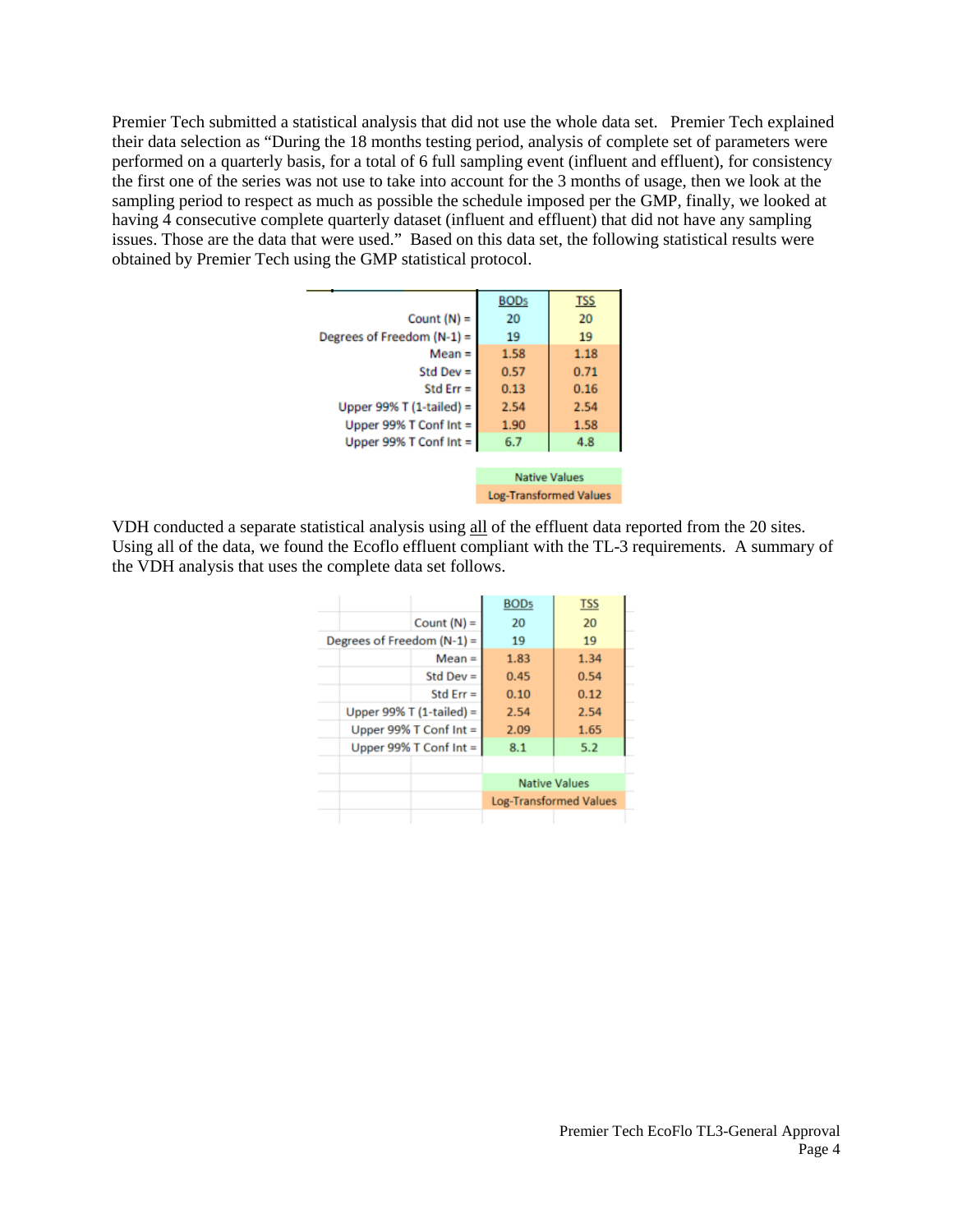Premier Tech submitted a statistical analysis that did not use the whole data set. Premier Tech explained their data selection as "During the 18 months testing period, analysis of complete set of parameters were performed on a quarterly basis, for a total of 6 full sampling event (influent and effluent), for consistency the first one of the series was not use to take into account for the 3 months of usage, then we look at the sampling period to respect as much as possible the schedule imposed per the GMP, finally, we looked at having 4 consecutive complete quarterly dataset (influent and effluent) that did not have any sampling issues. Those are the data that were used." Based on this data set, the following statistical results were obtained by Premier Tech using the GMP statistical protocol.

| | $BOD_5$ | TSS |
|---|---|---|
| Count (N) = | 20 | 20 |
| Degrees of Freedom (N-1) = | 19 | 19 |
| Mean = | 1.58 | 1.18 |
| Std Dev = | 0.57 | 0.71 |
| Std Err = | 0.13 | 0.16 |
| Upper 99% T (1-tailed) = | 2.54 | 2.54 |
| Upper 99% T Conf Int = | 1.90 | 1.58 |
| Upper 99% T Conf Int = | 6.7 | 4.8 |

Native Values
Log-Transformed Values

VDH conducted a separate statistical analysis using <u>all</u> of the effluent data reported from the 20 sites. Using all of the data, we found the Ecoflo effluent compliant with the TL-3 requirements. A summary of the VDH analysis that uses the complete data set follows.

| | $BOD_5$ | TSS |
|---|---|---|
| Count (N) = | 20 | 20 |
| Degrees of Freedom (N-1) = | 19 | 19 |
| Mean = | 1.83 | 1.34 |
| Std Dev = | 0.45 | 0.54 |
| Std Err = | 0.10 | 0.12 |
| Upper 99% T (1-tailed) = | 2.54 | 2.54 |
| Upper 99% T Conf Int = | 2.09 | 1.65 |
| Upper 99% T Conf Int = | 8.1 | 5.2 |

Native Values
Log-Transformed Values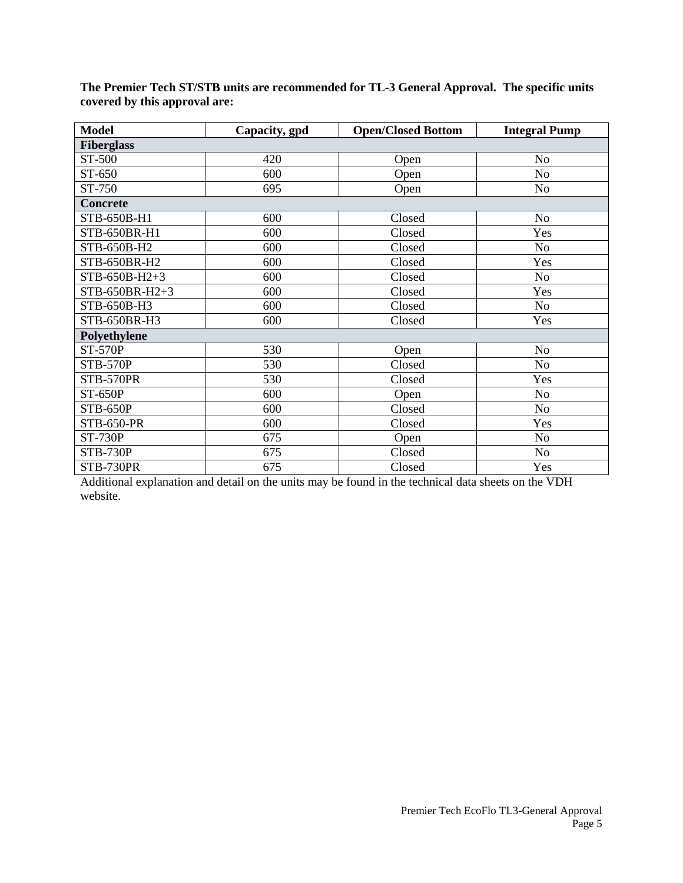**The Premier Tech ST/STB units are recommended for TL-3 General Approval. The specific units covered by this approval are:**

| Model | Capacity, gpd | Open/Closed Bottom | Integral Pump |
|---|---|---|---|
| **Fiberglass** | | | |
| ST-500 | 420 | Open | No |
| ST-650 | 600 | Open | No |
| ST-750 | 695 | Open | No |
| **Concrete** | | | |
| STB-650B-H1 | 600 | Closed | No |
| STB-650BR-H1 | 600 | Closed | Yes |
| STB-650B-H2 | 600 | Closed | No |
| STB-650BR-H2 | 600 | Closed | Yes |
| STB-650B-H2+3 | 600 | Closed | No |
| STB-650BR-H2+3 | 600 | Closed | Yes |
| STB-650B-H3 | 600 | Closed | No |
| STB-650BR-H3 | 600 | Closed | Yes |
| **Polyethylene** | | | |
| ST-570P | 530 | Open | No |
| STB-570P | 530 | Closed | No |
| STB-570PR | 530 | Closed | Yes |
| ST-650P | 600 | Open | No |
| STB-650P | 600 | Closed | No |
| STB-650-PR | 600 | Closed | Yes |
| ST-730P | 675 | Open | No |
| STB-730P | 675 | Closed | No |
| STB-730PR | 675 | Closed | Yes |

Additional explanation and detail on the units may be found in the technical data sheets on the VDH website.